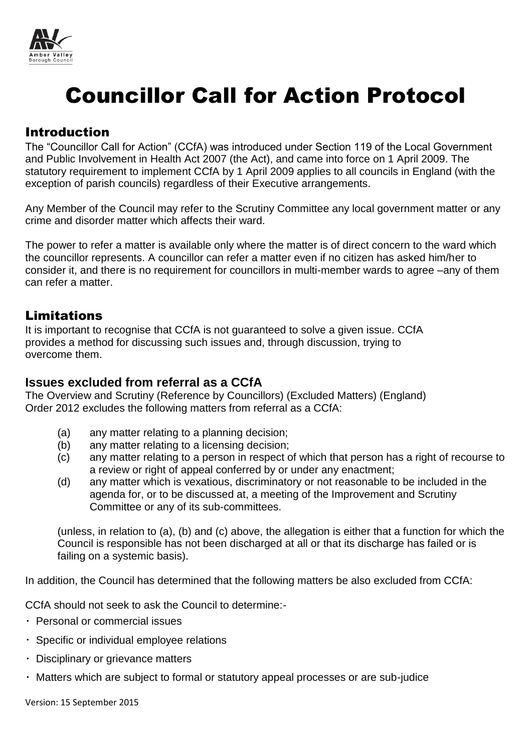# Councillor Call for Action Protocol

## Introduction

The "Councillor Call for Action" (CCfA) was introduced under Section 119 of the Local Government and Public Involvement in Health Act 2007 (the Act), and came into force on 1 April 2009. The statutory requirement to implement CCfA by 1 April 2009 applies to all councils in England (with the exception of parish councils) regardless of their Executive arrangements.

Any Member of the Council may refer to the Scrutiny Committee any local government matter or any crime and disorder matter which affects their ward.

The power to refer a matter is available only where the matter is of direct concern to the ward which the councillor represents. A councillor can refer a matter even if no citizen has asked him/her to consider it, and there is no requirement for councillors in multi-member wards to agree –any of them can refer a matter.

## Limitations

It is important to recognise that CCfA is not guaranteed to solve a given issue. CCfA provides a method for discussing such issues and, through discussion, trying to overcome them.

### Issues excluded from referral as a CCfA

The Overview and Scrutiny (Reference by Councillors) (Excluded Matters) (England) Order 2012 excludes the following matters from referral as a CCfA:

(a) any matter relating to a planning decision;
(b) any matter relating to a licensing decision;
(c) any matter relating to a person in respect of which that person has a right of recourse to a review or right of appeal conferred by or under any enactment;
(d) any matter which is vexatious, discriminatory or not reasonable to be included in the agenda for, or to be discussed at, a meeting of the Improvement and Scrutiny Committee or any of its sub-committees.

(unless, in relation to (a), (b) and (c) above, the allegation is either that a function for which the Council is responsible has not been discharged at all or that its discharge has failed or is failing on a systemic basis).

In addition, the Council has determined that the following matters be also excluded from CCfA:

CCfA should not seek to ask the Council to determine:-

- Personal or commercial issues
- Specific or individual employee relations
- Disciplinary or grievance matters
- Matters which are subject to formal or statutory appeal processes or are sub-judice

Version: 15 September 2015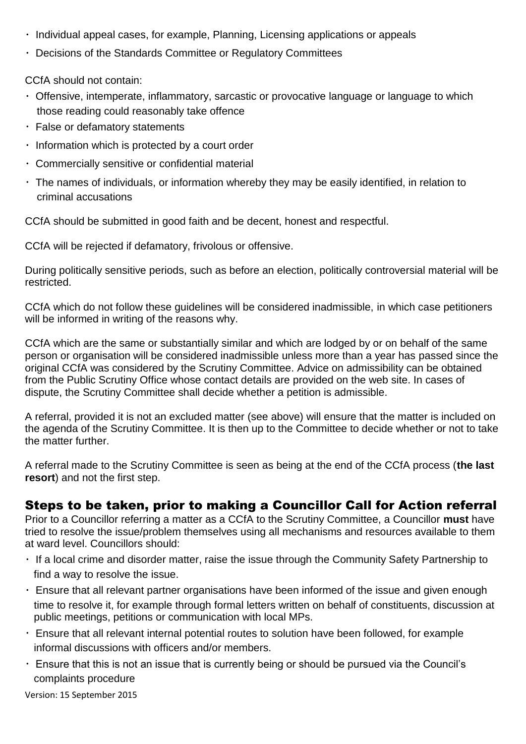- Individual appeal cases, for example, Planning, Licensing applications or appeals
- Decisions of the Standards Committee or Regulatory Committees

CCfA should not contain:

- Offensive, intemperate, inflammatory, sarcastic or provocative language or language to which those reading could reasonably take offence
- False or defamatory statements
- Information which is protected by a court order
- Commercially sensitive or confidential material
- The names of individuals, or information whereby they may be easily identified, in relation to criminal accusations

CCfA should be submitted in good faith and be decent, honest and respectful.

CCfA will be rejected if defamatory, frivolous or offensive.

During politically sensitive periods, such as before an election, politically controversial material will be restricted.

CCfA which do not follow these guidelines will be considered inadmissible, in which case petitioners will be informed in writing of the reasons why.

CCfA which are the same or substantially similar and which are lodged by or on behalf of the same person or organisation will be considered inadmissible unless more than a year has passed since the original CCfA was considered by the Scrutiny Committee. Advice on admissibility can be obtained from the Public Scrutiny Office whose contact details are provided on the web site. In cases of dispute, the Scrutiny Committee shall decide whether a petition is admissible.

A referral, provided it is not an excluded matter (see above) will ensure that the matter is included on the agenda of the Scrutiny Committee. It is then up to the Committee to decide whether or not to take the matter further.

A referral made to the Scrutiny Committee is seen as being at the end of the CCfA process (**the last resort**) and not the first step.

## Steps to be taken, prior to making a Councillor Call for Action referral

Prior to a Councillor referring a matter as a CCfA to the Scrutiny Committee, a Councillor **must** have tried to resolve the issue/problem themselves using all mechanisms and resources available to them at ward level. Councillors should:

- If a local crime and disorder matter, raise the issue through the Community Safety Partnership to find a way to resolve the issue.
- Ensure that all relevant partner organisations have been informed of the issue and given enough time to resolve it, for example through formal letters written on behalf of constituents, discussion at public meetings, petitions or communication with local MPs.
- Ensure that all relevant internal potential routes to solution have been followed, for example informal discussions with officers and/or members.
- Ensure that this is not an issue that is currently being or should be pursued via the Council's complaints procedure

Version: 15 September 2015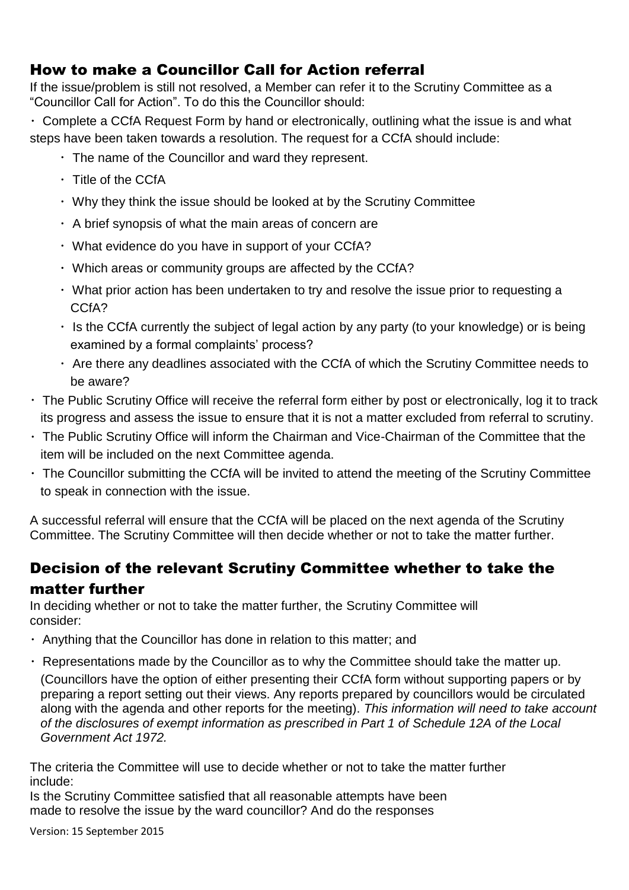## How to make a Councillor Call for Action referral

If the issue/problem is still not resolved, a Member can refer it to the Scrutiny Committee as a "Councillor Call for Action". To do this the Councillor should:

- Complete a CCfA Request Form by hand or electronically, outlining what the issue is and what steps have been taken towards a resolution. The request for a CCfA should include:
  - The name of the Councillor and ward they represent.
  - Title of the CCfA
  - Why they think the issue should be looked at by the Scrutiny Committee
  - A brief synopsis of what the main areas of concern are
  - What evidence do you have in support of your CCfA?
  - Which areas or community groups are affected by the CCfA?
  - What prior action has been undertaken to try and resolve the issue prior to requesting a CCfA?
  - Is the CCfA currently the subject of legal action by any party (to your knowledge) or is being examined by a formal complaints' process?
  - Are there any deadlines associated with the CCfA of which the Scrutiny Committee needs to be aware?
- The Public Scrutiny Office will receive the referral form either by post or electronically, log it to track its progress and assess the issue to ensure that it is not a matter excluded from referral to scrutiny.
- The Public Scrutiny Office will inform the Chairman and Vice-Chairman of the Committee that the item will be included on the next Committee agenda.
- The Councillor submitting the CCfA will be invited to attend the meeting of the Scrutiny Committee to speak in connection with the issue.

A successful referral will ensure that the CCfA will be placed on the next agenda of the Scrutiny Committee. The Scrutiny Committee will then decide whether or not to take the matter further.

## Decision of the relevant Scrutiny Committee whether to take the matter further

In deciding whether or not to take the matter further, the Scrutiny Committee will consider:

- Anything that the Councillor has done in relation to this matter; and
- Representations made by the Councillor as to why the Committee should take the matter up. (Councillors have the option of either presenting their CCfA form without supporting papers or by preparing a report setting out their views. Any reports prepared by councillors would be circulated along with the agenda and other reports for the meeting). *This information will need to take account of the disclosures of exempt information as prescribed in Part 1 of Schedule 12A of the Local Government Act 1972.*

The criteria the Committee will use to decide whether or not to take the matter further include:

Is the Scrutiny Committee satisfied that all reasonable attempts have been made to resolve the issue by the ward councillor? And do the responses

Version: 15 September 2015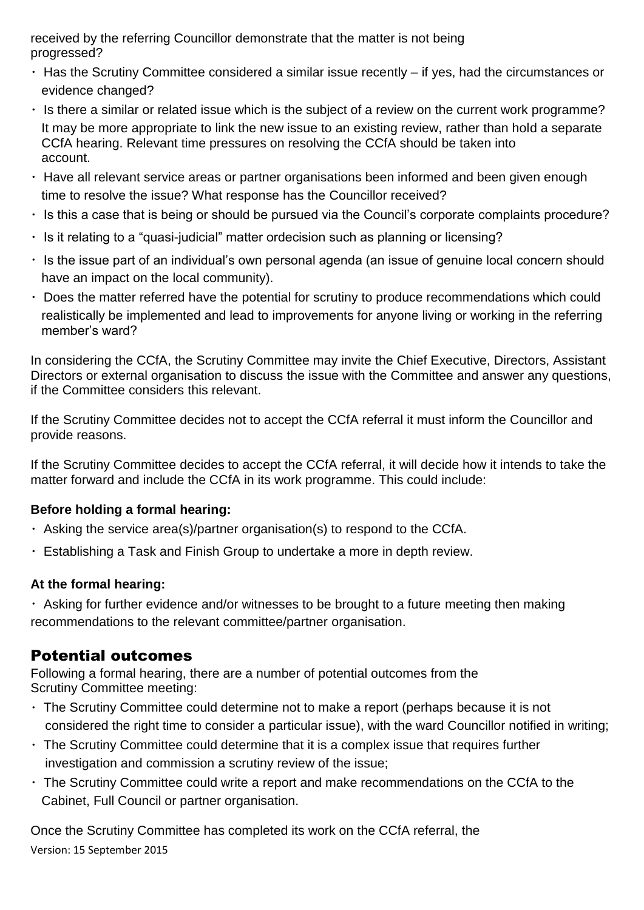received by the referring Councillor demonstrate that the matter is not being progressed?

- Has the Scrutiny Committee considered a similar issue recently – if yes, had the circumstances or evidence changed?
- Is there a similar or related issue which is the subject of a review on the current work programme? It may be more appropriate to link the new issue to an existing review, rather than hold a separate CCfA hearing. Relevant time pressures on resolving the CCfA should be taken into account.
- Have all relevant service areas or partner organisations been informed and been given enough time to resolve the issue? What response has the Councillor received?
- Is this a case that is being or should be pursued via the Council's corporate complaints procedure?
- Is it relating to a "quasi-judicial" matter ordecision such as planning or licensing?
- Is the issue part of an individual's own personal agenda (an issue of genuine local concern should have an impact on the local community).
- Does the matter referred have the potential for scrutiny to produce recommendations which could realistically be implemented and lead to improvements for anyone living or working in the referring member's ward?

In considering the CCfA, the Scrutiny Committee may invite the Chief Executive, Directors, Assistant Directors or external organisation to discuss the issue with the Committee and answer any questions, if the Committee considers this relevant.

If the Scrutiny Committee decides not to accept the CCfA referral it must inform the Councillor and provide reasons.

If the Scrutiny Committee decides to accept the CCfA referral, it will decide how it intends to take the matter forward and include the CCfA in its work programme. This could include:

**Before holding a formal hearing:**

- Asking the service area(s)/partner organisation(s) to respond to the CCfA.
- Establishing a Task and Finish Group to undertake a more in depth review.

**At the formal hearing:**

- Asking for further evidence and/or witnesses to be brought to a future meeting then making recommendations to the relevant committee/partner organisation.

## Potential outcomes

Following a formal hearing, there are a number of potential outcomes from the Scrutiny Committee meeting:

- The Scrutiny Committee could determine not to make a report (perhaps because it is not considered the right time to consider a particular issue), with the ward Councillor notified in writing;
- The Scrutiny Committee could determine that it is a complex issue that requires further investigation and commission a scrutiny review of the issue;
- The Scrutiny Committee could write a report and make recommendations on the CCfA to the Cabinet, Full Council or partner organisation.

Once the Scrutiny Committee has completed its work on the CCfA referral, the

Version: 15 September 2015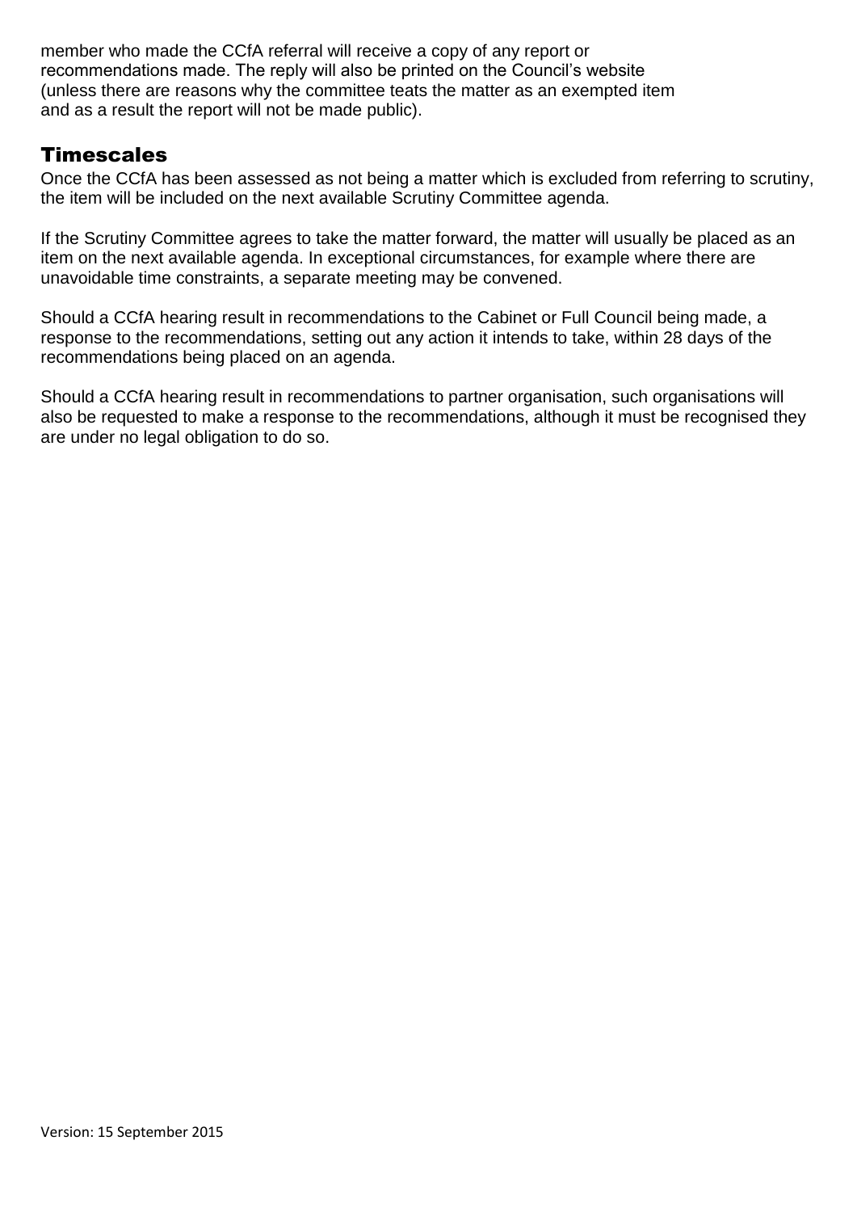member who made the CCfA referral will receive a copy of any report or recommendations made. The reply will also be printed on the Council's website (unless there are reasons why the committee teats the matter as an exempted item and as a result the report will not be made public).

## Timescales

Once the CCfA has been assessed as not being a matter which is excluded from referring to scrutiny, the item will be included on the next available Scrutiny Committee agenda.

If the Scrutiny Committee agrees to take the matter forward, the matter will usually be placed as an item on the next available agenda. In exceptional circumstances, for example where there are unavoidable time constraints, a separate meeting may be convened.

Should a CCfA hearing result in recommendations to the Cabinet or Full Council being made, a response to the recommendations, setting out any action it intends to take, within 28 days of the recommendations being placed on an agenda.

Should a CCfA hearing result in recommendations to partner organisation, such organisations will also be requested to make a response to the recommendations, although it must be recognised they are under no legal obligation to do so.

Version: 15 September 2015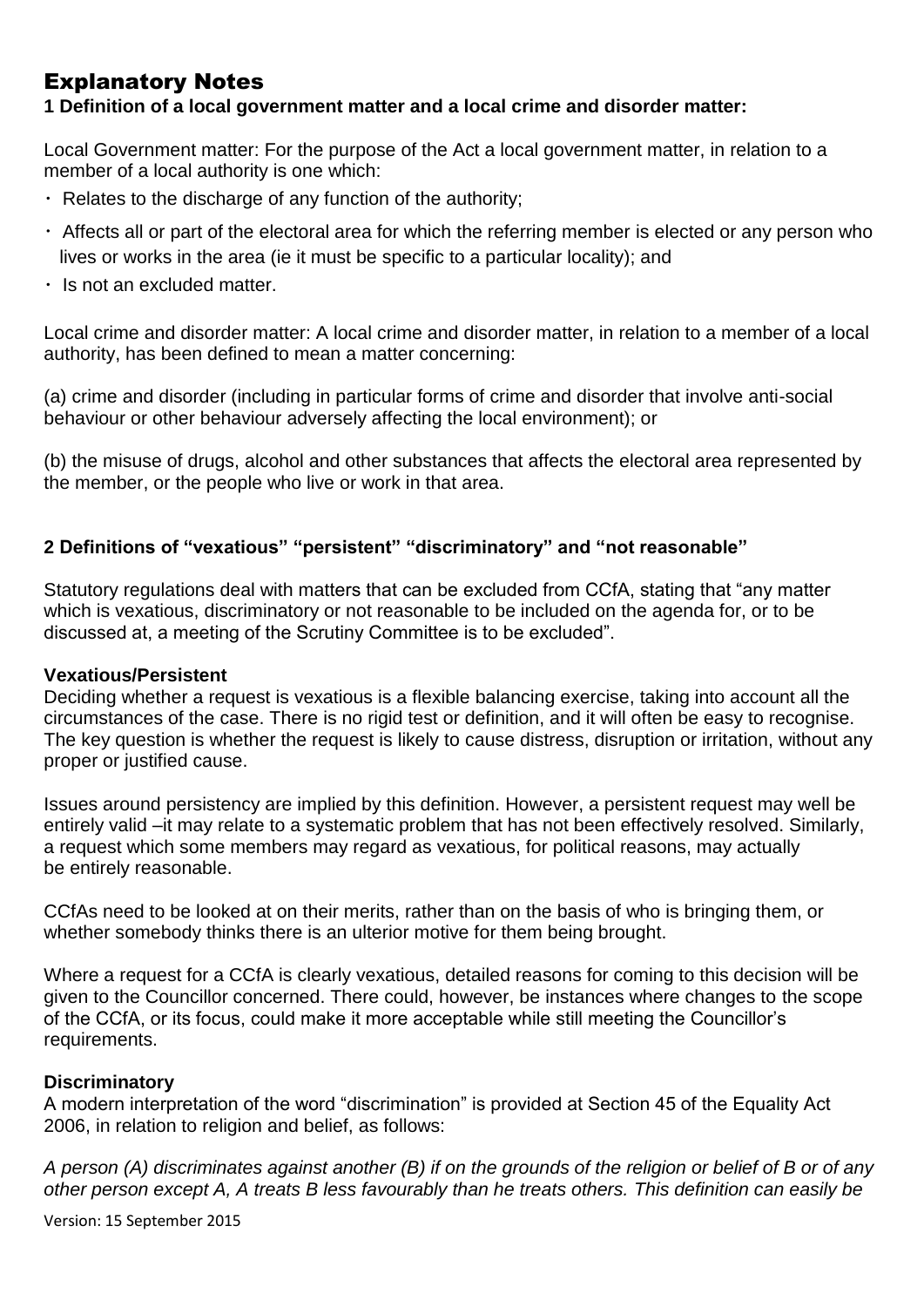# Explanatory Notes

**1 Definition of a local government matter and a local crime and disorder matter:**

Local Government matter: For the purpose of the Act a local government matter, in relation to a member of a local authority is one which:

- Relates to the discharge of any function of the authority;
- Affects all or part of the electoral area for which the referring member is elected or any person who lives or works in the area (ie it must be specific to a particular locality); and
- Is not an excluded matter.

Local crime and disorder matter: A local crime and disorder matter, in relation to a member of a local authority, has been defined to mean a matter concerning:

(a) crime and disorder (including in particular forms of crime and disorder that involve anti-social behaviour or other behaviour adversely affecting the local environment); or

(b) the misuse of drugs, alcohol and other substances that affects the electoral area represented by the member, or the people who live or work in that area.

**2 Definitions of "vexatious" "persistent" "discriminatory" and "not reasonable"**

Statutory regulations deal with matters that can be excluded from CCfA, stating that "any matter which is vexatious, discriminatory or not reasonable to be included on the agenda for, or to be discussed at, a meeting of the Scrutiny Committee is to be excluded".

**Vexatious/Persistent**

Deciding whether a request is vexatious is a flexible balancing exercise, taking into account all the circumstances of the case. There is no rigid test or definition, and it will often be easy to recognise. The key question is whether the request is likely to cause distress, disruption or irritation, without any proper or justified cause.

Issues around persistency are implied by this definition. However, a persistent request may well be entirely valid –it may relate to a systematic problem that has not been effectively resolved. Similarly, a request which some members may regard as vexatious, for political reasons, may actually be entirely reasonable.

CCfAs need to be looked at on their merits, rather than on the basis of who is bringing them, or whether somebody thinks there is an ulterior motive for them being brought.

Where a request for a CCfA is clearly vexatious, detailed reasons for coming to this decision will be given to the Councillor concerned. There could, however, be instances where changes to the scope of the CCfA, or its focus, could make it more acceptable while still meeting the Councillor's requirements.

**Discriminatory**

A modern interpretation of the word "discrimination" is provided at Section 45 of the Equality Act 2006, in relation to religion and belief, as follows:

*A person (A) discriminates against another (B) if on the grounds of the religion or belief of B or of any other person except A, A treats B less favourably than he treats others. This definition can easily be*

Version: 15 September 2015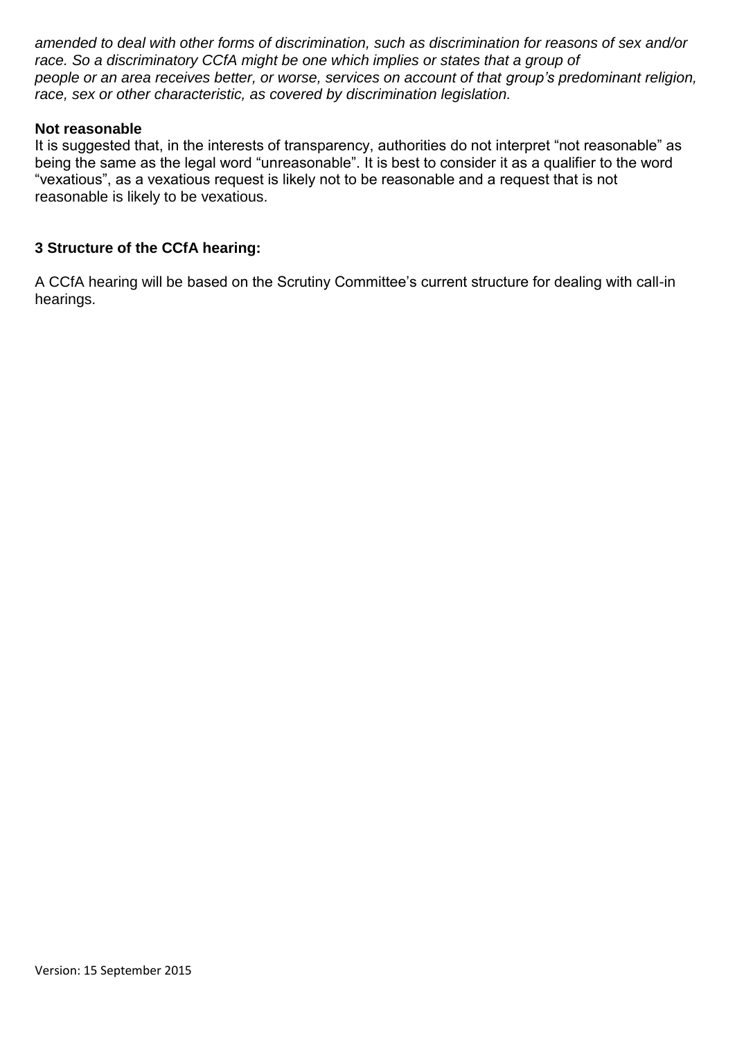*amended to deal with other forms of discrimination, such as discrimination for reasons of sex and/or race. So a discriminatory CCfA might be one which implies or states that a group of people or an area receives better, or worse, services on account of that group's predominant religion, race, sex or other characteristic, as covered by discrimination legislation.*

**Not reasonable**

It is suggested that, in the interests of transparency, authorities do not interpret "not reasonable" as being the same as the legal word "unreasonable". It is best to consider it as a qualifier to the word "vexatious", as a vexatious request is likely not to be reasonable and a request that is not reasonable is likely to be vexatious.

## 3 Structure of the CCfA hearing:

A CCfA hearing will be based on the Scrutiny Committee's current structure for dealing with call-in hearings.

Version: 15 September 2015